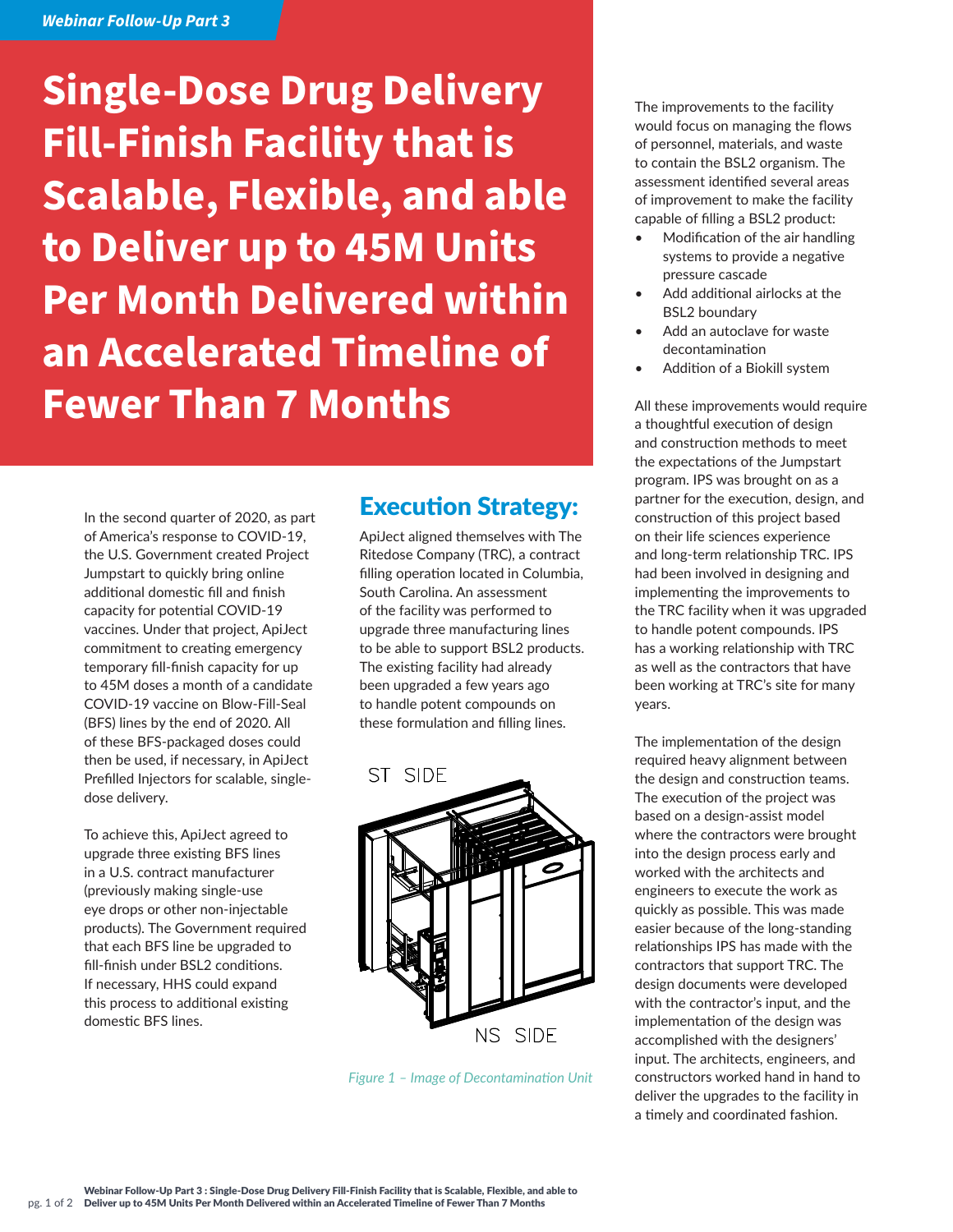*Webinar Follow-Up Part 3*

# Single-Dose Drug Delivery Fill-Finish Facility that is Scalable, Flexible, and able to Deliver up to 45M Units Per Month Delivered within an Accelerated Timeline of Fewer Than 7 Months

In the second quarter of 2020, as part of America's response to COVID-19, the U.S. Government created Project Jumpstart to quickly bring online additional domestic fill and finish capacity for potential COVID-19 vaccines. Under that project, ApiJect commitment to creating emergency temporary fill-finish capacity for up to 45M doses a month of a candidate COVID-19 vaccine on Blow-Fill-Seal (BFS) lines by the end of 2020. All of these BFS-packaged doses could then be used, if necessary, in ApiJect Prefilled Injectors for scalable, single-dose delivery.

To achieve this, ApiJect agreed to upgrade three existing BFS lines in a U.S. contract manufacturer (previously making single-use eye drops or other non-injectable products). The Government required that each BFS line be upgraded to fill-finish under BSL2 conditions. If necessary, HHS could expand this process to additional existing domestic BFS lines.

## Execution Strategy:

ApiJect aligned themselves with The Ritedose Company (TRC), a contract filling operation located in Columbia, South Carolina. An assessment of the facility was performed to upgrade three manufacturing lines to be able to support BSL2 products. The existing facility had already been upgraded a few years ago to handle potent compounds on these formulation and filling lines.

*Figure 1 – Image of Decontamination Unit*

The improvements to the facility would focus on managing the flows of personnel, materials, and waste to contain the BSL2 organism. The assessment identified several areas of improvement to make the facility capable of filling a BSL2 product:

- Modification of the air handling systems to provide a negative pressure cascade
- Add additional airlocks at the BSL2 boundary
- Add an autoclave for waste decontamination
- Addition of a Biokill system

All these improvements would require a thoughtful execution of design and construction methods to meet the expectations of the Jumpstart program. IPS was brought on as a partner for the execution, design, and construction of this project based on their life sciences experience and long-term relationship TRC. IPS had been involved in designing and implementing the improvements to the TRC facility when it was upgraded to handle potent compounds. IPS has a working relationship with TRC as well as the contractors that have been working at TRC's site for many years.

The implementation of the design required heavy alignment between the design and construction teams. The execution of the project was based on a design-assist model where the contractors were brought into the design process early and worked with the architects and engineers to execute the work as quickly as possible. This was made easier because of the long-standing relationships IPS has made with the contractors that support TRC. The design documents were developed with the contractor's input, and the implementation of the design was accomplished with the designers' input. The architects, engineers, and constructors worked hand in hand to deliver the upgrades to the facility in a timely and coordinated fashion.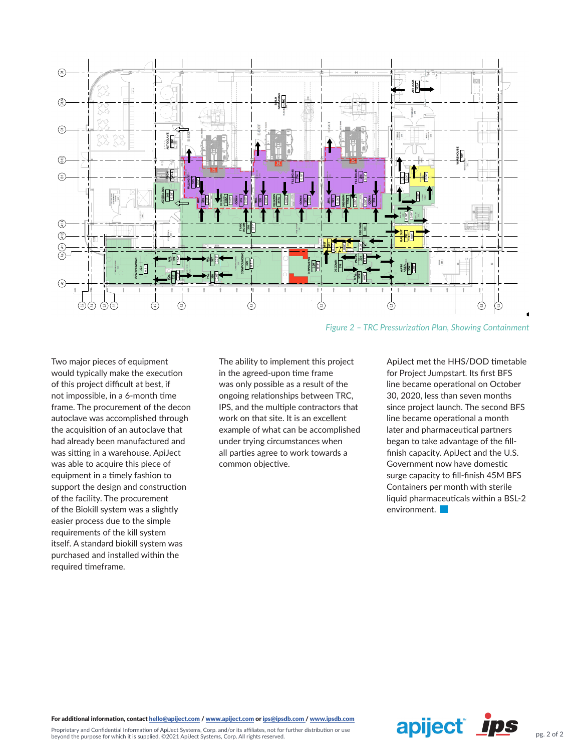*Figure 2 – TRC Pressurization Plan, Showing Containment*

Two major pieces of equipment would typically make the execution of this project difficult at best, if not impossible, in a 6-month time frame. The procurement of the decon autoclave was accomplished through the acquisition of an autoclave that had already been manufactured and was sitting in a warehouse. ApiJect was able to acquire this piece of equipment in a timely fashion to support the design and construction of the facility. The procurement of the Biokill system was a slightly easier process due to the simple requirements of the kill system itself. A standard biokill system was purchased and installed within the required timeframe.

The ability to implement this project in the agreed-upon time frame was only possible as a result of the ongoing relationships between TRC, IPS, and the multiple contractors that work on that site. It is an excellent example of what can be accomplished under trying circumstances when all parties agree to work towards a common objective.

ApiJect met the HHS/DOD timetable for Project Jumpstart. Its first BFS line became operational on October 30, 2020, less than seven months since project launch. The second BFS line became operational a month later and pharmaceutical partners began to take advantage of the fill-finish capacity. ApiJect and the U.S. Government now have domestic surge capacity to fill-finish 45M BFS Containers per month with sterile liquid pharmaceuticals within a BSL-2 environment.

**For additional information, contact** hello@apiject.com / www.apiject.com **or** ips@ipsdb.com / www.ipsdb.com

Proprietary and Confidential Information of ApiJect Systems, Corp. and/or its affiliates, not for further distribution or use beyond the purpose for which it is supplied. ©2021 ApiJect Systems, Corp. All rights reserved.